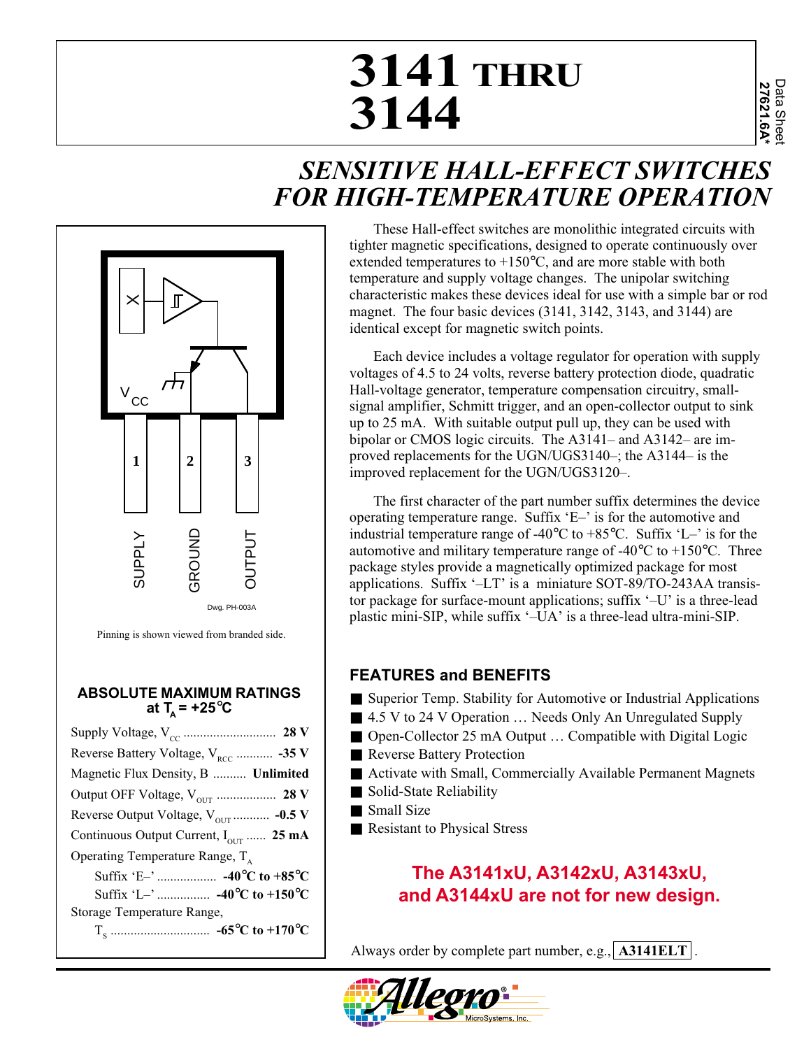# 3141 THRU 3144

Data Sheet
**27621.6A***

## *SENSITIVE HALL-EFFECT SWITCHES FOR HIGH-TEMPERATURE OPERATION*

SUPPLY, GROUND, OUTPUT — pins 1, 2, 3; $V_{CC}$

Dwg. PH-003A

Pinning is shown viewed from branded side.

### ABSOLUTE MAXIMUM RATINGS at $T_A$ = +25°C

| Parameter | Rating |
|---|---|
| Supply Voltage, $V_{CC}$ | **28 V** |
| Reverse Battery Voltage, $V_{RCC}$ | **-35 V** |
| Magnetic Flux Density, B | **Unlimited** |
| Output OFF Voltage, $V_{OUT}$ | **28 V** |
| Reverse Output Voltage, $V_{OUT}$ | **-0.5 V** |
| Continuous Output Current, $I_{OUT}$ | **25 mA** |
| Operating Temperature Range, $T_A$ | |
| Suffix 'E–' | **-40°C to +85°C** |
| Suffix 'L–' | **-40°C to +150°C** |
| Storage Temperature Range, $T_S$ | **-65°C to +170°C** |

These Hall-effect switches are monolithic integrated circuits with tighter magnetic specifications, designed to operate continuously over extended temperatures to +150°C, and are more stable with both temperature and supply voltage changes. The unipolar switching characteristic makes these devices ideal for use with a simple bar or rod magnet. The four basic devices (3141, 3142, 3143, and 3144) are identical except for magnetic switch points.

Each device includes a voltage regulator for operation with supply voltages of 4.5 to 24 volts, reverse battery protection diode, quadratic Hall-voltage generator, temperature compensation circuitry, small-signal amplifier, Schmitt trigger, and an open-collector output to sink up to 25 mA. With suitable output pull up, they can be used with bipolar or CMOS logic circuits. The A3141– and A3142– are improved replacements for the UGN/UGS3140–; the A3144– is the improved replacement for the UGN/UGS3120–.

The first character of the part number suffix determines the device operating temperature range. Suffix 'E–' is for the automotive and industrial temperature range of -40°C to +85°C. Suffix 'L–' is for the automotive and military temperature range of -40°C to +150°C. Three package styles provide a magnetically optimized package for most applications. Suffix '–LT' is a miniature SOT-89/TO-243AA transistor package for surface-mount applications; suffix '–U' is a three-lead plastic mini-SIP, while suffix '–UA' is a three-lead ultra-mini-SIP.

### FEATURES and BENEFITS

- Superior Temp. Stability for Automotive or Industrial Applications
- 4.5 V to 24 V Operation … Needs Only An Unregulated Supply
- Open-Collector 25 mA Output … Compatible with Digital Logic
- Reverse Battery Protection
- Activate with Small, Commercially Available Permanent Magnets
- Solid-State Reliability
- Small Size
- Resistant to Physical Stress

**The A3141xU, A3142xU, A3143xU, and A3144xU are not for new design.**

Always order by complete part number, e.g., **A3141ELT** .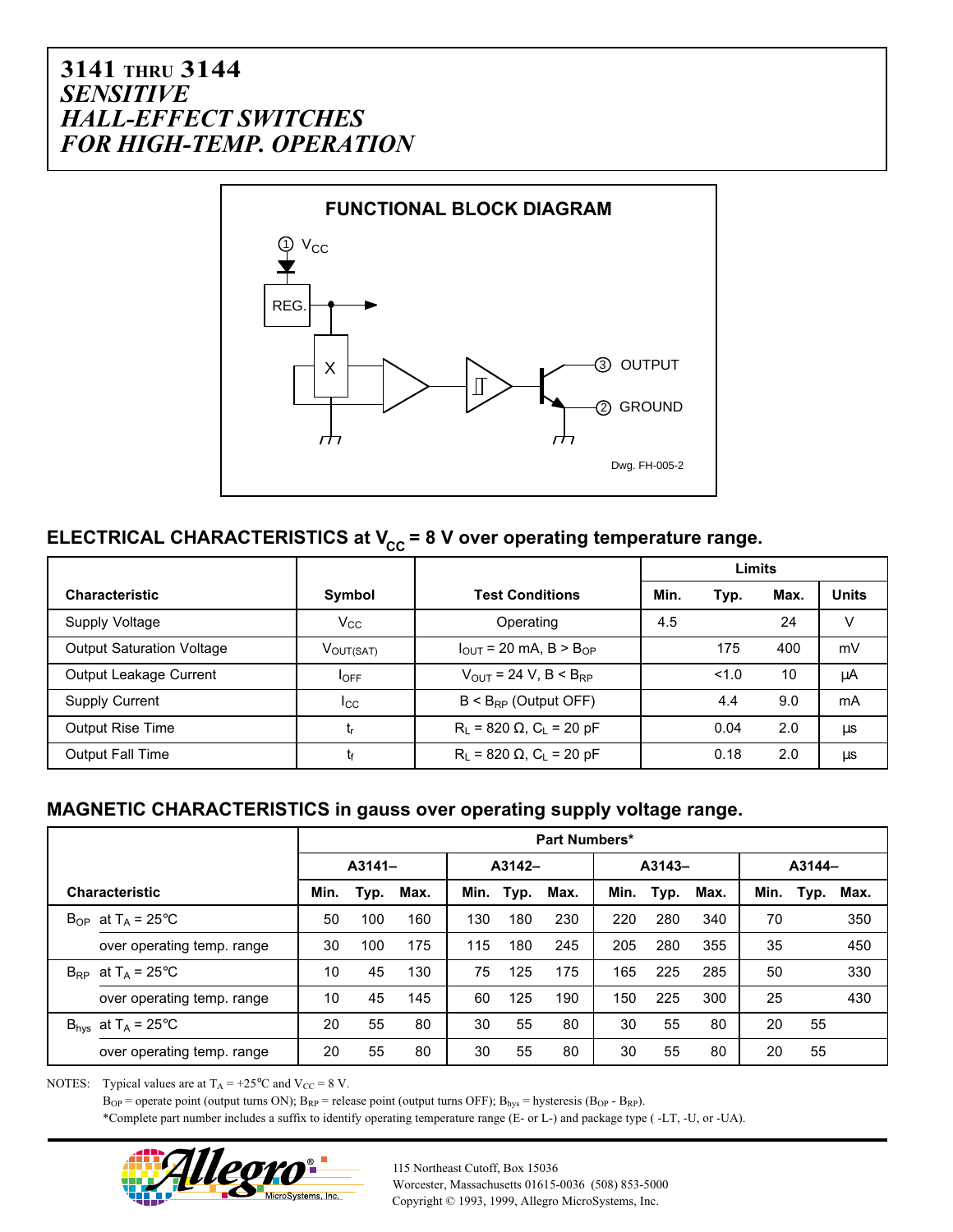# 3141 THRU 3144
# *SENSITIVE HALL-EFFECT SWITCHES FOR HIGH-TEMP. OPERATION*

**FUNCTIONAL BLOCK DIAGRAM**

Dwg. FH-005-2

## ELECTRICAL CHARACTERISTICS at $V_{CC}$ = 8 V over operating temperature range.

| Characteristic | Symbol | Test Conditions | Limits Min. | Limits Typ. | Limits Max. | Units |
|---|---|---|---|---|---|---|
| Supply Voltage | $V_{CC}$ | Operating | 4.5 | | 24 | V |
| Output Saturation Voltage | $V_{OUT(SAT)}$ | $I_{OUT}$ = 20 mA, B > $B_{OP}$ | | 175 | 400 | mV |
| Output Leakage Current | $I_{OFF}$ | $V_{OUT}$ = 24 V, B < $B_{RP}$ | | <1.0 | 10 | µA |
| Supply Current | $I_{CC}$ | B < $B_{RP}$ (Output OFF) | | 4.4 | 9.0 | mA |
| Output Rise Time | $t_r$ | $R_L$ = 820 Ω, $C_L$ = 20 pF | | 0.04 | 2.0 | µs |
| Output Fall Time | $t_f$ | $R_L$ = 820 Ω, $C_L$ = 20 pF | | 0.18 | 2.0 | µs |

## MAGNETIC CHARACTERISTICS in gauss over operating supply voltage range.

| Characteristic | | A3141– Min. | A3141– Typ. | A3141– Max. | A3142– Min. | A3142– Typ. | A3142– Max. | A3143– Min. | A3143– Typ. | A3143– Max. | A3144– Min. | A3144– Typ. | A3144– Max. |
|---|---|---|---|---|---|---|---|---|---|---|---|---|---|
| $B_{OP}$ | at $T_A$ = 25°C | 50 | 100 | 160 | 130 | 180 | 230 | 220 | 280 | 340 | 70 | | 350 |
| | over operating temp. range | 30 | 100 | 175 | 115 | 180 | 245 | 205 | 280 | 355 | 35 | | 450 |
| $B_{RP}$ | at $T_A$ = 25°C | 10 | 45 | 130 | 75 | 125 | 175 | 165 | 225 | 285 | 50 | | 330 |
| | over operating temp. range | 10 | 45 | 145 | 60 | 125 | 190 | 150 | 225 | 300 | 25 | | 430 |
| $B_{hys}$ | at $T_A$ = 25°C | 20 | 55 | 80 | 30 | 55 | 80 | 30 | 55 | 80 | 20 | 55 | |
| | over operating temp. range | 20 | 55 | 80 | 30 | 55 | 80 | 30 | 55 | 80 | 20 | 55 | |

NOTES: Typical values are at $T_A$ = +25°C and $V_{CC}$ = 8 V.

$B_{OP}$ = operate point (output turns ON); $B_{RP}$ = release point (output turns OFF); $B_{hys}$ = hysteresis ($B_{OP}$ - $B_{RP}$).

*Complete part number includes a suffix to identify operating temperature range (E- or L-) and package type ( -LT, -U, or -UA).

115 Northeast Cutoff, Box 15036
Worcester, Massachusetts 01615-0036 (508) 853-5000
Copyright © 1993, 1999, Allegro MicroSystems, Inc.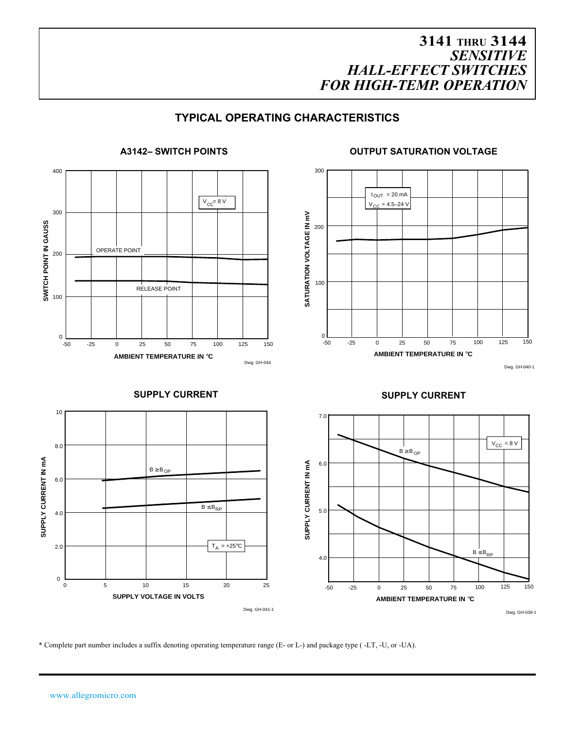# 3141 THRU 3144 *SENSITIVE HALL-EFFECT SWITCHES FOR HIGH-TEMP. OPERATION*

## TYPICAL OPERATING CHARACTERISTICS

### A3142– SWITCH POINTS

$V_{CC}$ = 8 V

OPERATE POINT

RELEASE POINT

SWITCH POINT IN GAUSS

AMBIENT TEMPERATURE IN °C

Dwg. GH-044

### OUTPUT SATURATION VOLTAGE

$I_{OUT}$ = 20 mA
$V_{CC}$ = 4.5–24 V

SATURATION VOLTAGE IN mV

AMBIENT TEMPERATURE IN °C

Dwg. GH-040-1

### SUPPLY CURRENT

$B \geq B_{OP}$

$B \leq B_{RP}$

$T_A$ = +25°C

SUPPLY CURRENT IN mA

SUPPLY VOLTAGE IN VOLTS

Dwg. GH-041-1

### SUPPLY CURRENT

$V_{CC}$ = 8 V

$B \geq B_{OP}$

$B \leq B_{RP}$

SUPPLY CURRENT IN mA

AMBIENT TEMPERATURE IN °C

Dwg. GH-039-1

* Complete part number includes a suffix denoting operating temperature range (E- or L-) and package type ( -LT, -U, or -UA).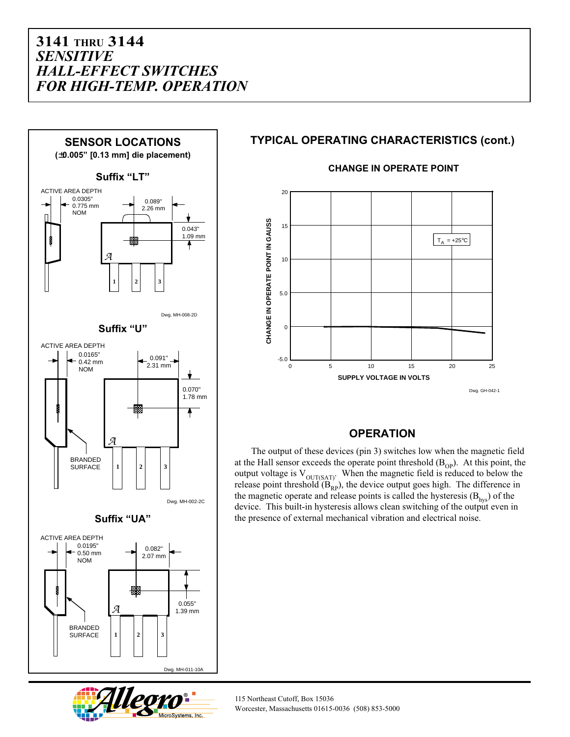# 3141 THRU 3144
# *SENSITIVE HALL-EFFECT SWITCHES FOR HIGH-TEMP. OPERATION*

## SENSOR LOCATIONS

**(±0.005" [0.13 mm] die placement)**

### Suffix "LT"

ACTIVE AREA DEPTH 0.0305" 0.775 mm NOM

0.089" 2.26 mm

0.043" 1.09 mm

Dwg. MH-008-2D

### Suffix "U"

ACTIVE AREA DEPTH 0.0165" 0.42 mm NOM

0.091" 2.31 mm

0.070" 1.78 mm

BRANDED SURFACE

Dwg. MH-002-2C

### Suffix "UA"

ACTIVE AREA DEPTH 0.0195" 0.50 mm NOM

0.082" 2.07 mm

0.055" 1.39 mm

BRANDED SURFACE

Dwg. MH-011-10A

## TYPICAL OPERATING CHARACTERISTICS (cont.)

### CHANGE IN OPERATE POINT

$T_A = +25°C$

CHANGE IN OPERATE POINT IN GAUSS vs. SUPPLY VOLTAGE IN VOLTS

Dwg. GH-042-1

## OPERATION

The output of these devices (pin 3) switches low when the magnetic field at the Hall sensor exceeds the operate point threshold ($B_{OP}$). At this point, the output voltage is $V_{OUT(SAT)}$. When the magnetic field is reduced to below the release point threshold ($B_{RP}$), the device output goes high. The difference in the magnetic operate and release points is called the hysteresis ($B_{hys}$) of the device. This built-in hysteresis allows clean switching of the output even in the presence of external mechanical vibration and electrical noise.

115 Northeast Cutoff, Box 15036
Worcester, Massachusetts 01615-0036 (508) 853-5000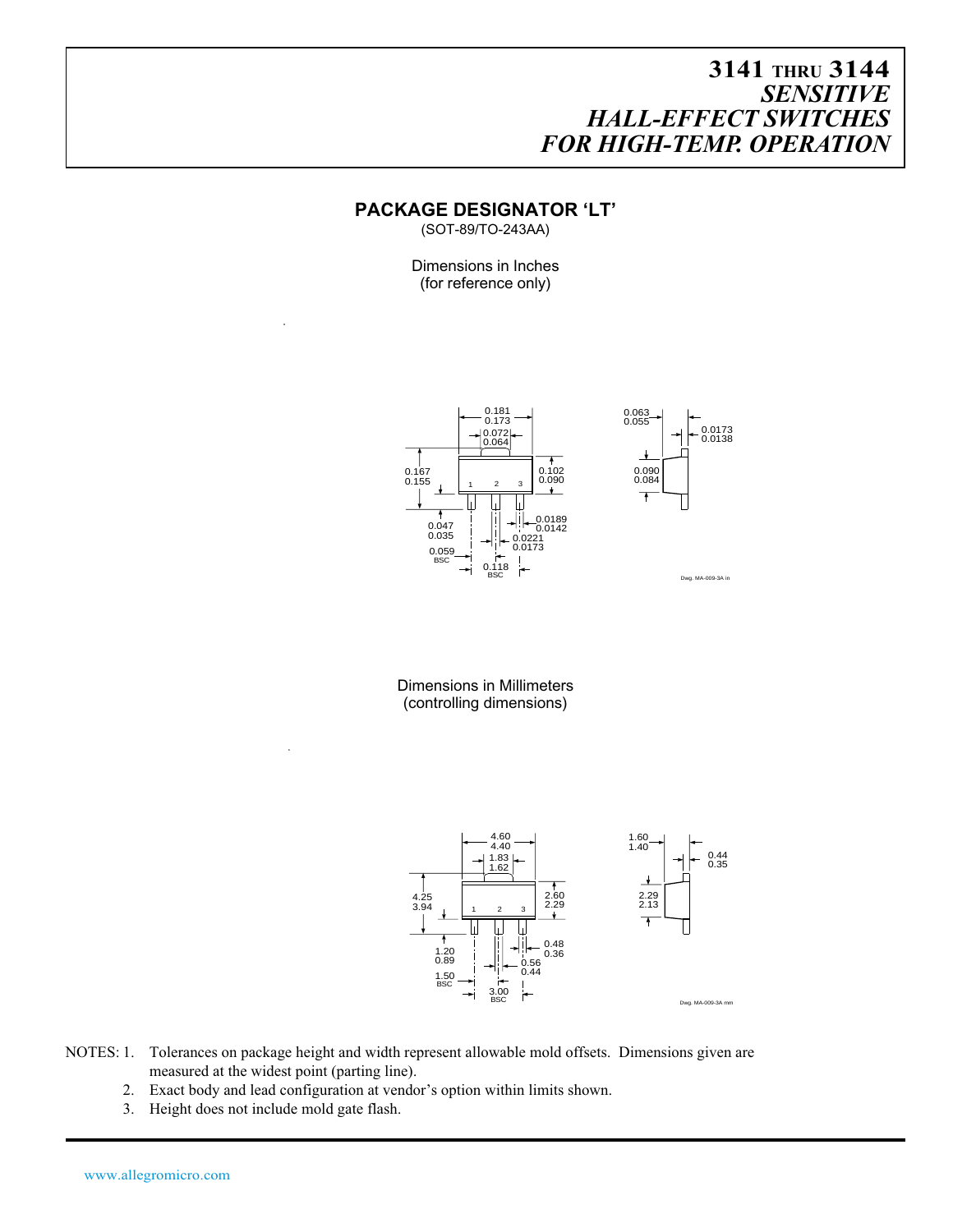# 3141 THRU 3144
## *SENSITIVE HALL-EFFECT SWITCHES FOR HIGH-TEMP. OPERATION*

### PACKAGE DESIGNATOR 'LT'

(SOT-89/TO-243AA)

Dimensions in Inches
(for reference only)

Dwg. MA-009-3A in

Dimensions in Millimeters
(controlling dimensions)

Dwg. MA-009-3A mm

NOTES: 1. Tolerances on package height and width represent allowable mold offsets. Dimensions given are measured at the widest point (parting line).

2. Exact body and lead configuration at vendor's option within limits shown.
3. Height does not include mold gate flash.

www.allegromicro.com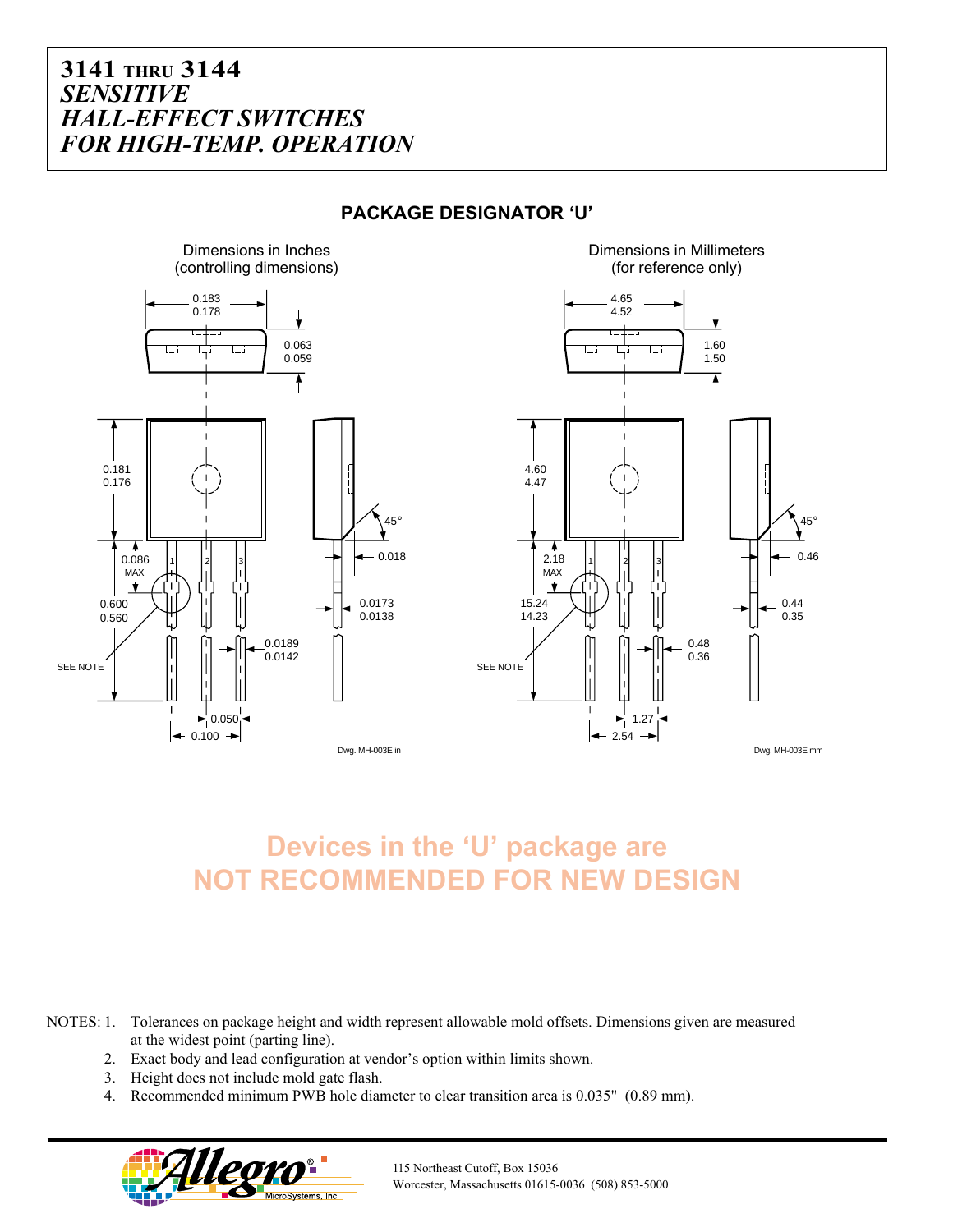# 3141 THRU 3144
# *SENSITIVE HALL-EFFECT SWITCHES FOR HIGH-TEMP. OPERATION*

## PACKAGE DESIGNATOR 'U'

Dimensions in Inches (controlling dimensions)

Dimensions in Millimeters (for reference only)

Dwg. MH-003E in

Dwg. MH-003E mm

**Devices in the 'U' package are NOT RECOMMENDED FOR NEW DESIGN**

NOTES:
1. Tolerances on package height and width represent allowable mold offsets. Dimensions given are measured at the widest point (parting line).
2. Exact body and lead configuration at vendor's option within limits shown.
3. Height does not include mold gate flash.
4. Recommended minimum PWB hole diameter to clear transition area is 0.035" (0.89 mm).

115 Northeast Cutoff, Box 15036
Worcester, Massachusetts 01615-0036 (508) 853-5000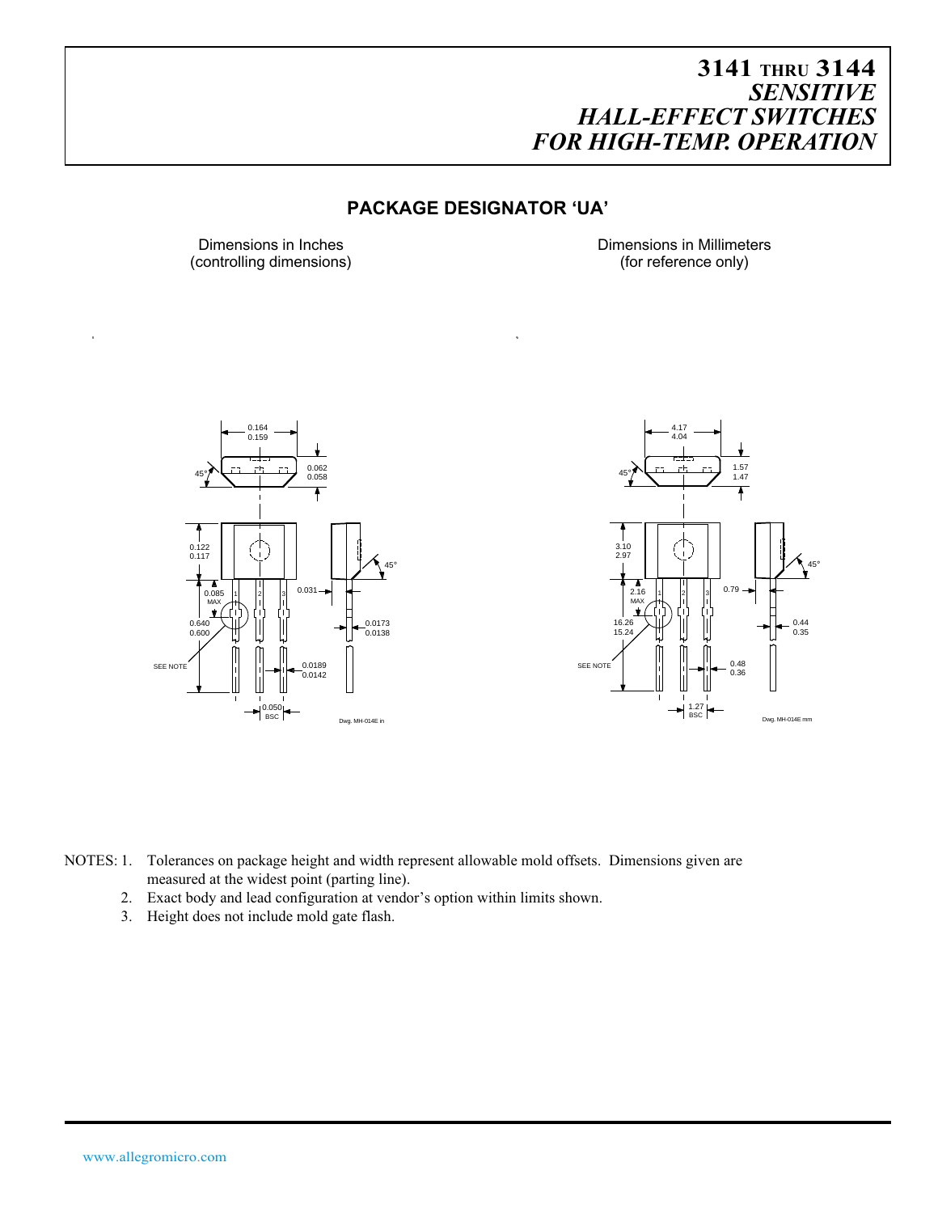# 3141 THRU 3144 *SENSITIVE HALL-EFFECT SWITCHES FOR HIGH-TEMP. OPERATION*

## PACKAGE DESIGNATOR 'UA'

Dimensions in Inches (controlling dimensions)

Dimensions in Millimeters (for reference only)

Dwg. MH-014E in

Dwg. MH-014E mm

NOTES: 1. Tolerances on package height and width represent allowable mold offsets. Dimensions given are measured at the widest point (parting line).

2. Exact body and lead configuration at vendor's option within limits shown.

3. Height does not include mold gate flash.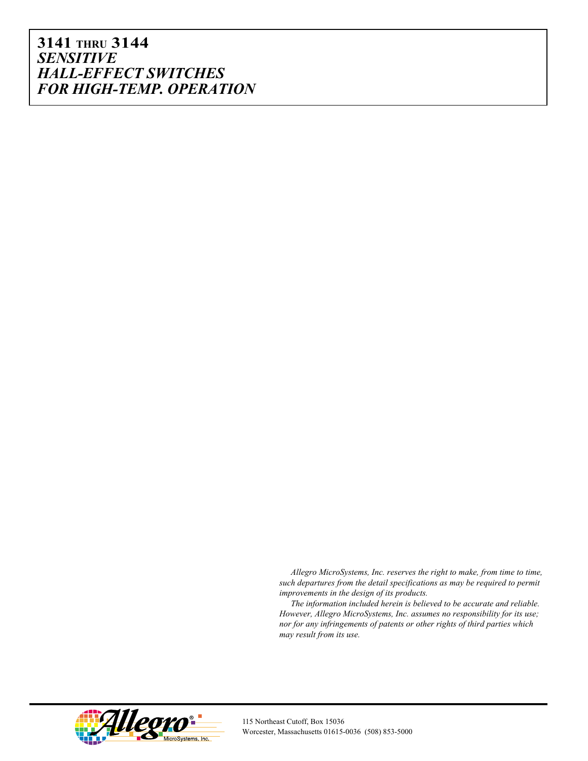# 3141 THRU 3144

## *SENSITIVE HALL-EFFECT SWITCHES FOR HIGH-TEMP. OPERATION*

*Allegro MicroSystems, Inc. reserves the right to make, from time to time, such departures from the detail specifications as may be required to permit improvements in the design of its products.*

*The information included herein is believed to be accurate and reliable. However, Allegro MicroSystems, Inc. assumes no responsibility for its use; nor for any infringements of patents or other rights of third parties which may result from its use.*

Allegro® MicroSystems, Inc.

115 Northeast Cutoff, Box 15036
Worcester, Massachusetts 01615-0036 (508) 853-5000